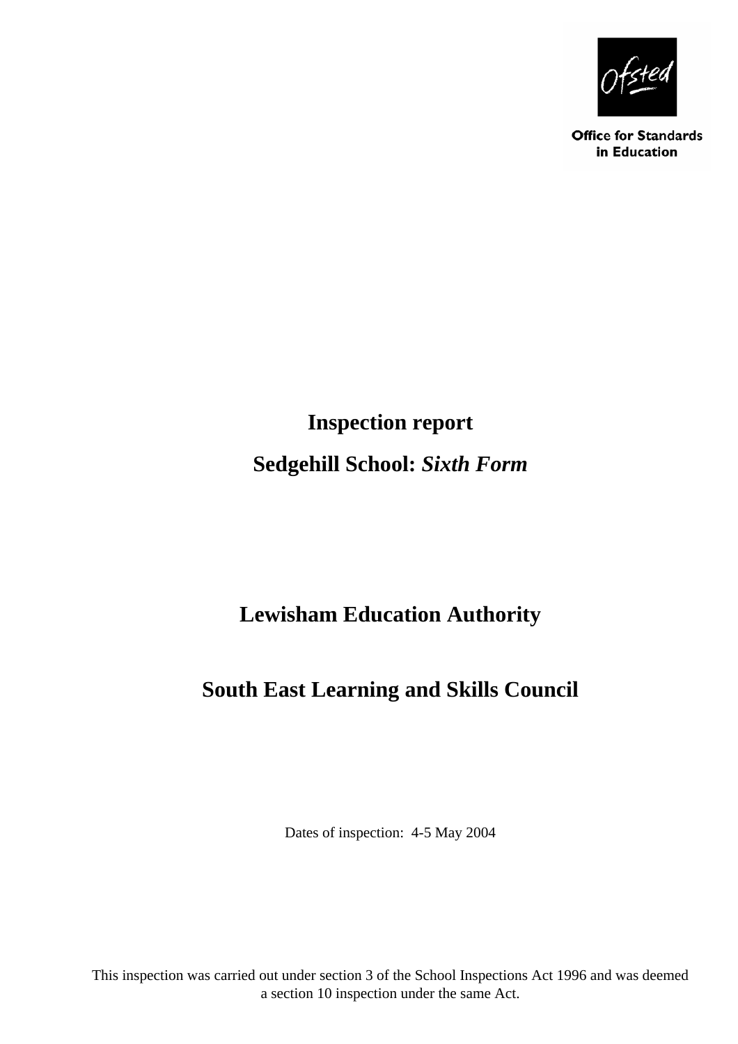Ofsted

Office for Standards in Education

# Inspection report

## Sedgehill School: *Sixth Form*

## Lewisham Education Authority

## South East Learning and Skills Council

Dates of inspection: 4-5 May 2004

This inspection was carried out under section 3 of the School Inspections Act 1996 and was deemed a section 10 inspection under the same Act.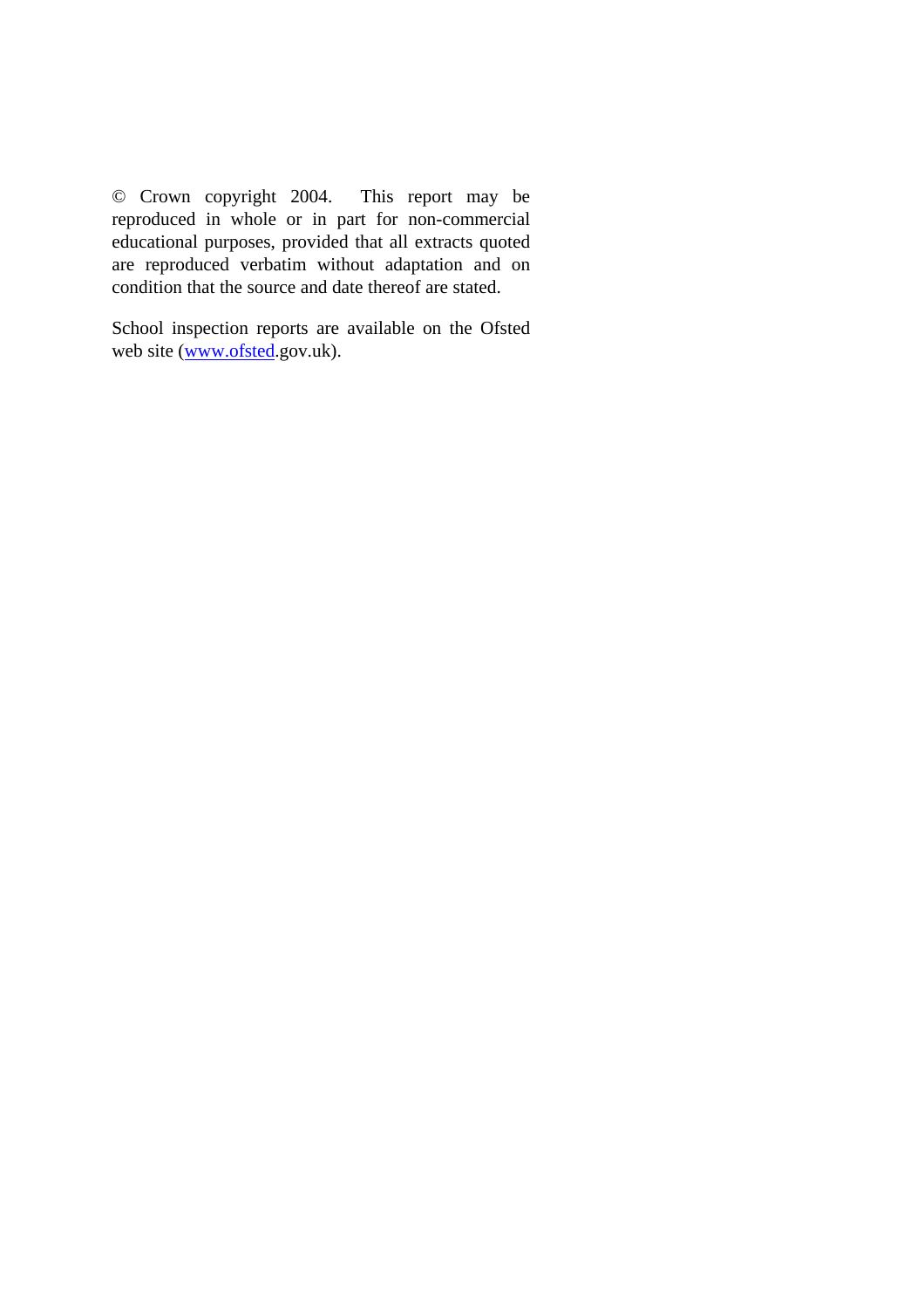© Crown copyright 2004. This report may be reproduced in whole or in part for non-commercial educational purposes, provided that all extracts quoted are reproduced verbatim without adaptation and on condition that the source and date thereof are stated.

School inspection reports are available on the Ofsted web site (www.ofsted.gov.uk).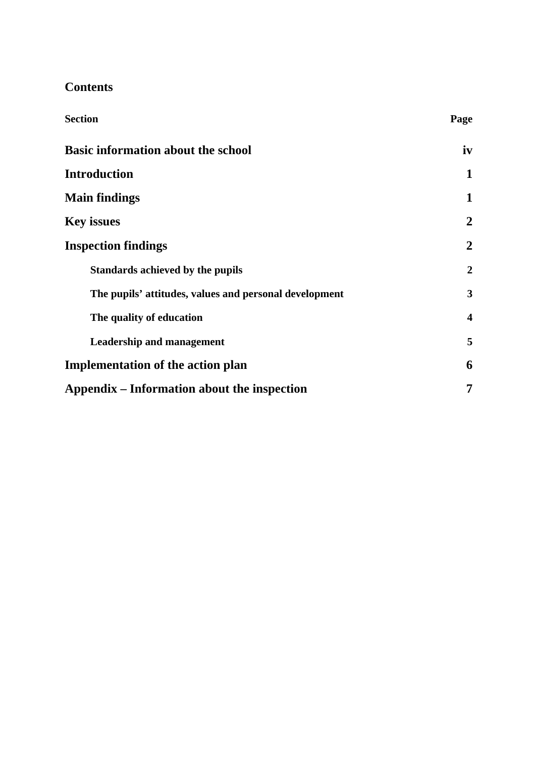## Contents

| Section | Page |
|---|---|
| **Basic information about the school** | **iv** |
| **Introduction** | **1** |
| **Main findings** | **1** |
| **Key issues** | **2** |
| **Inspection findings** | **2** |
| **Standards achieved by the pupils** | **2** |
| **The pupils' attitudes, values and personal development** | **3** |
| **The quality of education** | **4** |
| **Leadership and management** | **5** |
| **Implementation of the action plan** | **6** |
| **Appendix – Information about the inspection** | **7** |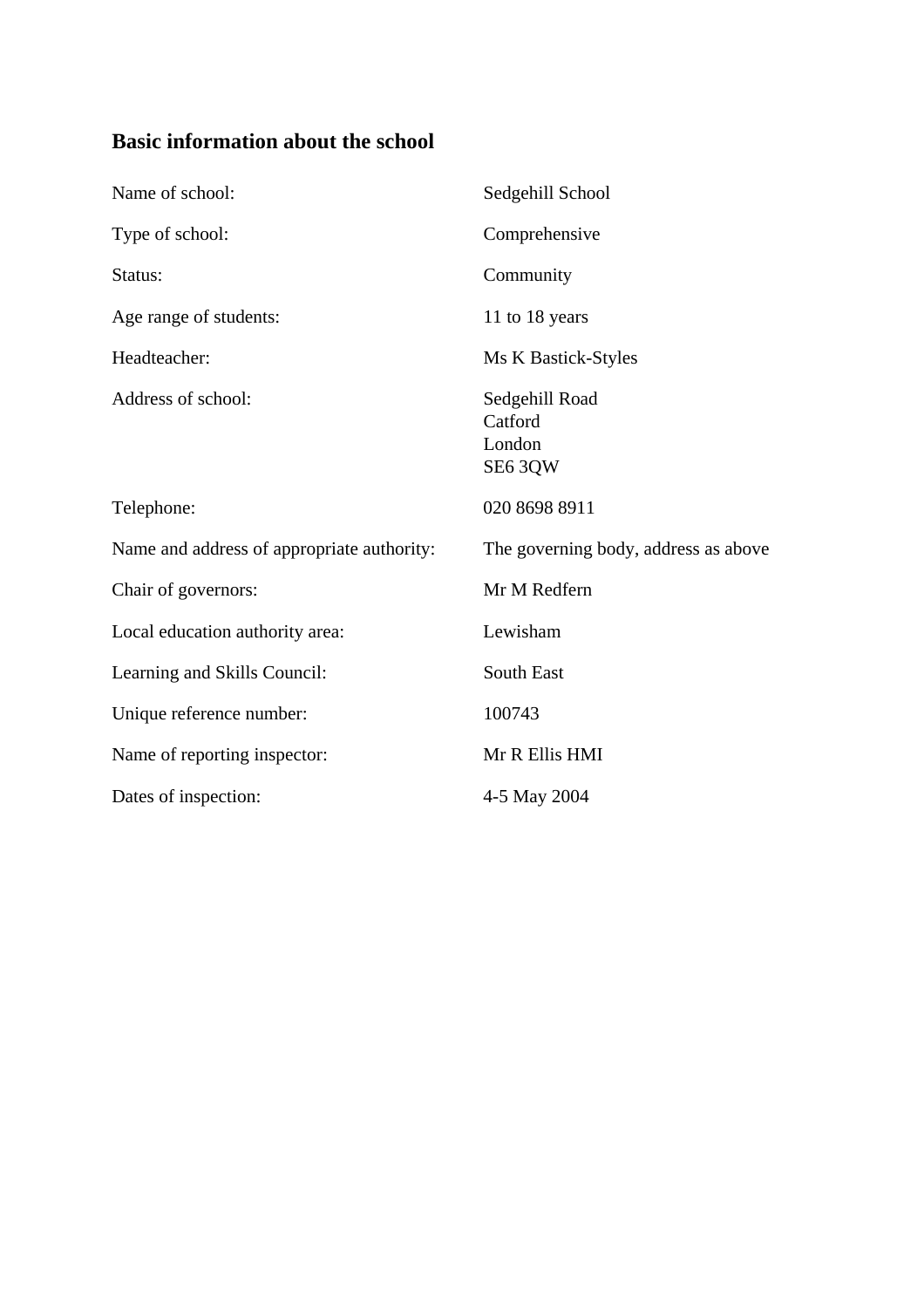## Basic information about the school

| | |
|---|---|
| Name of school: | Sedgehill School |
| Type of school: | Comprehensive |
| Status: | Community |
| Age range of students: | 11 to 18 years |
| Headteacher: | Ms K Bastick-Styles |
| Address of school: | Sedgehill Road<br>Catford<br>London<br>SE6 3QW |
| Telephone: | 020 8698 8911 |
| Name and address of appropriate authority: | The governing body, address as above |
| Chair of governors: | Mr M Redfern |
| Local education authority area: | Lewisham |
| Learning and Skills Council: | South East |
| Unique reference number: | 100743 |
| Name of reporting inspector: | Mr R Ellis HMI |
| Dates of inspection: | 4-5 May 2004 |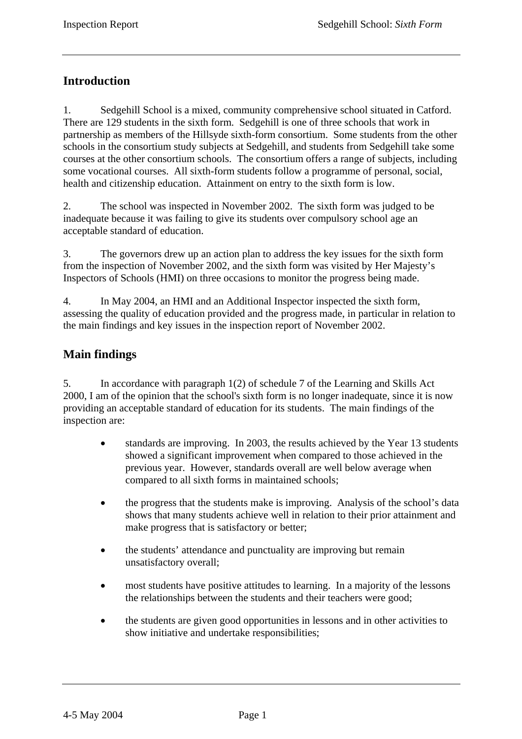## Introduction

1. Sedgehill School is a mixed, community comprehensive school situated in Catford. There are 129 students in the sixth form. Sedgehill is one of three schools that work in partnership as members of the Hillsyde sixth-form consortium. Some students from the other schools in the consortium study subjects at Sedgehill, and students from Sedgehill take some courses at the other consortium schools. The consortium offers a range of subjects, including some vocational courses. All sixth-form students follow a programme of personal, social, health and citizenship education. Attainment on entry to the sixth form is low.

2. The school was inspected in November 2002. The sixth form was judged to be inadequate because it was failing to give its students over compulsory school age an acceptable standard of education.

3. The governors drew up an action plan to address the key issues for the sixth form from the inspection of November 2002, and the sixth form was visited by Her Majesty's Inspectors of Schools (HMI) on three occasions to monitor the progress being made.

4. In May 2004, an HMI and an Additional Inspector inspected the sixth form, assessing the quality of education provided and the progress made, in particular in relation to the main findings and key issues in the inspection report of November 2002.

## Main findings

5. In accordance with paragraph 1(2) of schedule 7 of the Learning and Skills Act 2000, I am of the opinion that the school's sixth form is no longer inadequate, since it is now providing an acceptable standard of education for its students. The main findings of the inspection are:

- standards are improving. In 2003, the results achieved by the Year 13 students showed a significant improvement when compared to those achieved in the previous year. However, standards overall are well below average when compared to all sixth forms in maintained schools;

- the progress that the students make is improving. Analysis of the school's data shows that many students achieve well in relation to their prior attainment and make progress that is satisfactory or better;

- the students' attendance and punctuality are improving but remain unsatisfactory overall;

- most students have positive attitudes to learning. In a majority of the lessons the relationships between the students and their teachers were good;

- the students are given good opportunities in lessons and in other activities to show initiative and undertake responsibilities;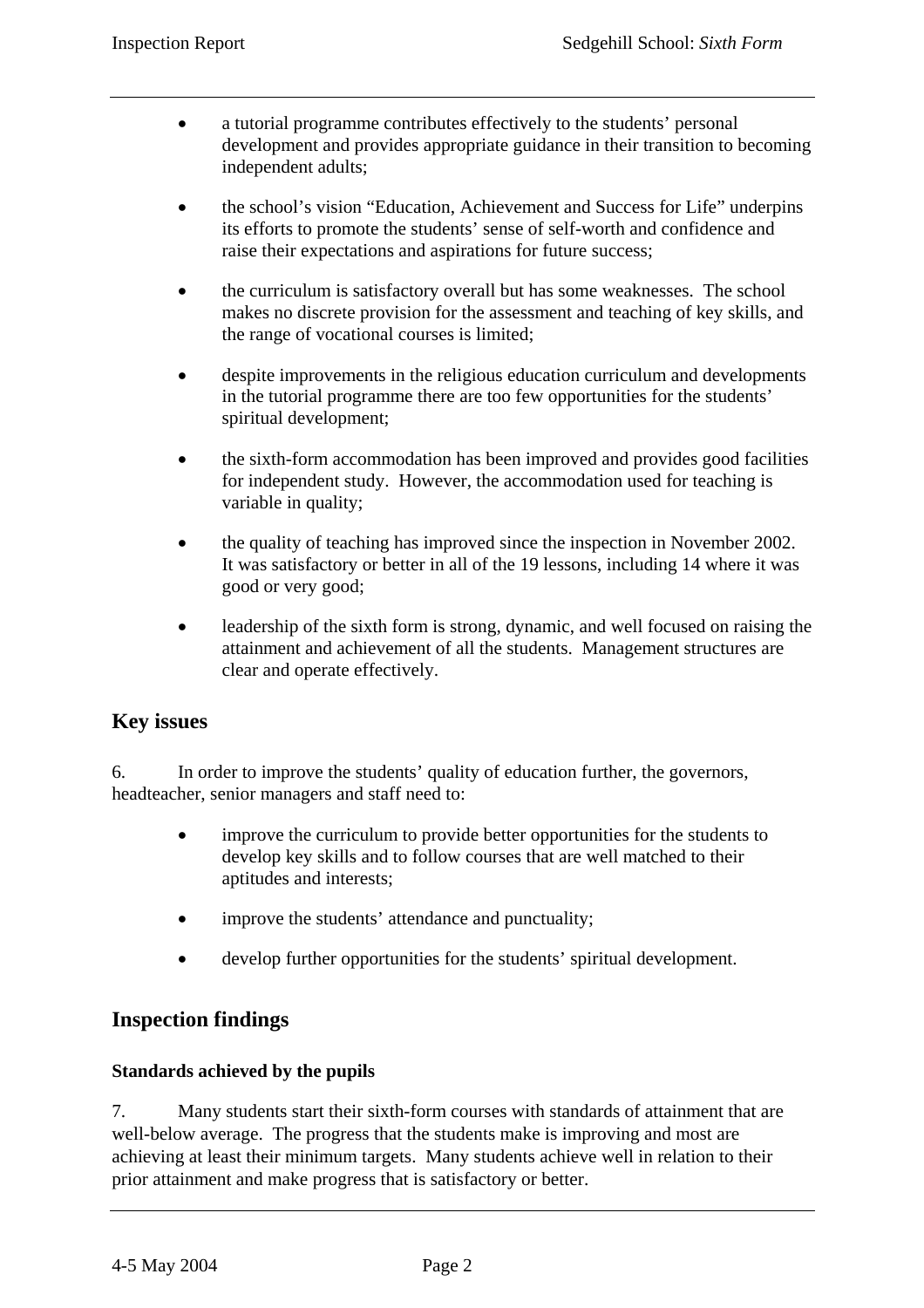- a tutorial programme contributes effectively to the students' personal development and provides appropriate guidance in their transition to becoming independent adults;

- the school's vision "Education, Achievement and Success for Life" underpins its efforts to promote the students' sense of self-worth and confidence and raise their expectations and aspirations for future success;

- the curriculum is satisfactory overall but has some weaknesses. The school makes no discrete provision for the assessment and teaching of key skills, and the range of vocational courses is limited;

- despite improvements in the religious education curriculum and developments in the tutorial programme there are too few opportunities for the students' spiritual development;

- the sixth-form accommodation has been improved and provides good facilities for independent study. However, the accommodation used for teaching is variable in quality;

- the quality of teaching has improved since the inspection in November 2002. It was satisfactory or better in all of the 19 lessons, including 14 where it was good or very good;

- leadership of the sixth form is strong, dynamic, and well focused on raising the attainment and achievement of all the students. Management structures are clear and operate effectively.

## Key issues

6. In order to improve the students' quality of education further, the governors, headteacher, senior managers and staff need to:

- improve the curriculum to provide better opportunities for the students to develop key skills and to follow courses that are well matched to their aptitudes and interests;

- improve the students' attendance and punctuality;

- develop further opportunities for the students' spiritual development.

## Inspection findings

### Standards achieved by the pupils

7. Many students start their sixth-form courses with standards of attainment that are well-below average. The progress that the students make is improving and most are achieving at least their minimum targets. Many students achieve well in relation to their prior attainment and make progress that is satisfactory or better.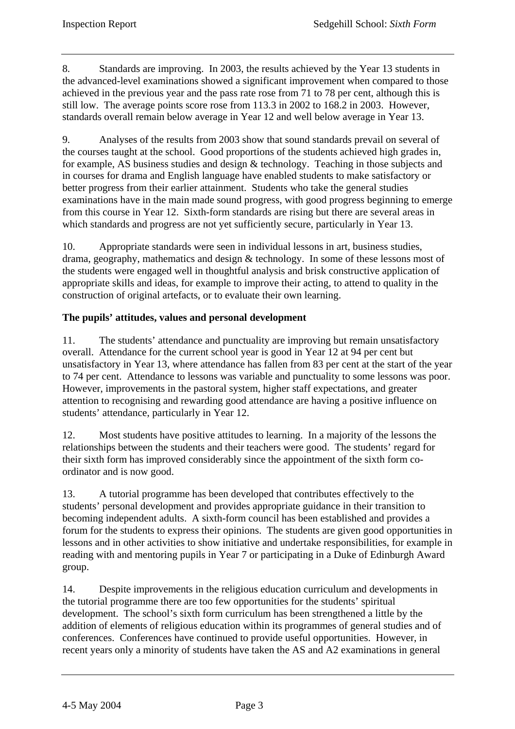8. Standards are improving. In 2003, the results achieved by the Year 13 students in the advanced-level examinations showed a significant improvement when compared to those achieved in the previous year and the pass rate rose from 71 to 78 per cent, although this is still low. The average points score rose from 113.3 in 2002 to 168.2 in 2003. However, standards overall remain below average in Year 12 and well below average in Year 13.

9. Analyses of the results from 2003 show that sound standards prevail on several of the courses taught at the school. Good proportions of the students achieved high grades in, for example, AS business studies and design & technology. Teaching in those subjects and in courses for drama and English language have enabled students to make satisfactory or better progress from their earlier attainment. Students who take the general studies examinations have in the main made sound progress, with good progress beginning to emerge from this course in Year 12. Sixth-form standards are rising but there are several areas in which standards and progress are not yet sufficiently secure, particularly in Year 13.

10. Appropriate standards were seen in individual lessons in art, business studies, drama, geography, mathematics and design & technology. In some of these lessons most of the students were engaged well in thoughtful analysis and brisk constructive application of appropriate skills and ideas, for example to improve their acting, to attend to quality in the construction of original artefacts, or to evaluate their own learning.

**The pupils' attitudes, values and personal development**

11. The students' attendance and punctuality are improving but remain unsatisfactory overall. Attendance for the current school year is good in Year 12 at 94 per cent but unsatisfactory in Year 13, where attendance has fallen from 83 per cent at the start of the year to 74 per cent. Attendance to lessons was variable and punctuality to some lessons was poor. However, improvements in the pastoral system, higher staff expectations, and greater attention to recognising and rewarding good attendance are having a positive influence on students' attendance, particularly in Year 12.

12. Most students have positive attitudes to learning. In a majority of the lessons the relationships between the students and their teachers were good. The students' regard for their sixth form has improved considerably since the appointment of the sixth form co-ordinator and is now good.

13. A tutorial programme has been developed that contributes effectively to the students' personal development and provides appropriate guidance in their transition to becoming independent adults. A sixth-form council has been established and provides a forum for the students to express their opinions. The students are given good opportunities in lessons and in other activities to show initiative and undertake responsibilities, for example in reading with and mentoring pupils in Year 7 or participating in a Duke of Edinburgh Award group.

14. Despite improvements in the religious education curriculum and developments in the tutorial programme there are too few opportunities for the students' spiritual development. The school's sixth form curriculum has been strengthened a little by the addition of elements of religious education within its programmes of general studies and of conferences. Conferences have continued to provide useful opportunities. However, in recent years only a minority of students have taken the AS and A2 examinations in general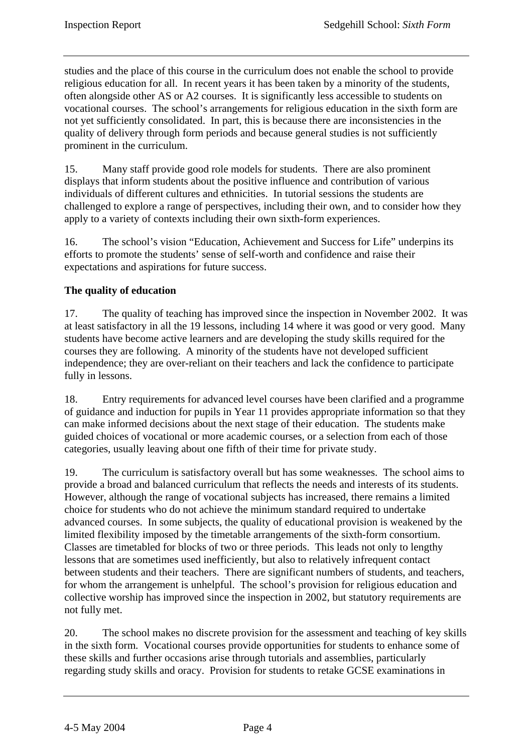studies and the place of this course in the curriculum does not enable the school to provide religious education for all. In recent years it has been taken by a minority of the students, often alongside other AS or A2 courses. It is significantly less accessible to students on vocational courses. The school's arrangements for religious education in the sixth form are not yet sufficiently consolidated. In part, this is because there are inconsistencies in the quality of delivery through form periods and because general studies is not sufficiently prominent in the curriculum.

15. Many staff provide good role models for students. There are also prominent displays that inform students about the positive influence and contribution of various individuals of different cultures and ethnicities. In tutorial sessions the students are challenged to explore a range of perspectives, including their own, and to consider how they apply to a variety of contexts including their own sixth-form experiences.

16. The school's vision "Education, Achievement and Success for Life" underpins its efforts to promote the students' sense of self-worth and confidence and raise their expectations and aspirations for future success.

**The quality of education**

17. The quality of teaching has improved since the inspection in November 2002. It was at least satisfactory in all the 19 lessons, including 14 where it was good or very good. Many students have become active learners and are developing the study skills required for the courses they are following. A minority of the students have not developed sufficient independence; they are over-reliant on their teachers and lack the confidence to participate fully in lessons.

18. Entry requirements for advanced level courses have been clarified and a programme of guidance and induction for pupils in Year 11 provides appropriate information so that they can make informed decisions about the next stage of their education. The students make guided choices of vocational or more academic courses, or a selection from each of those categories, usually leaving about one fifth of their time for private study.

19. The curriculum is satisfactory overall but has some weaknesses. The school aims to provide a broad and balanced curriculum that reflects the needs and interests of its students. However, although the range of vocational subjects has increased, there remains a limited choice for students who do not achieve the minimum standard required to undertake advanced courses. In some subjects, the quality of educational provision is weakened by the limited flexibility imposed by the timetable arrangements of the sixth-form consortium. Classes are timetabled for blocks of two or three periods. This leads not only to lengthy lessons that are sometimes used inefficiently, but also to relatively infrequent contact between students and their teachers. There are significant numbers of students, and teachers, for whom the arrangement is unhelpful. The school's provision for religious education and collective worship has improved since the inspection in 2002, but statutory requirements are not fully met.

20. The school makes no discrete provision for the assessment and teaching of key skills in the sixth form. Vocational courses provide opportunities for students to enhance some of these skills and further occasions arise through tutorials and assemblies, particularly regarding study skills and oracy. Provision for students to retake GCSE examinations in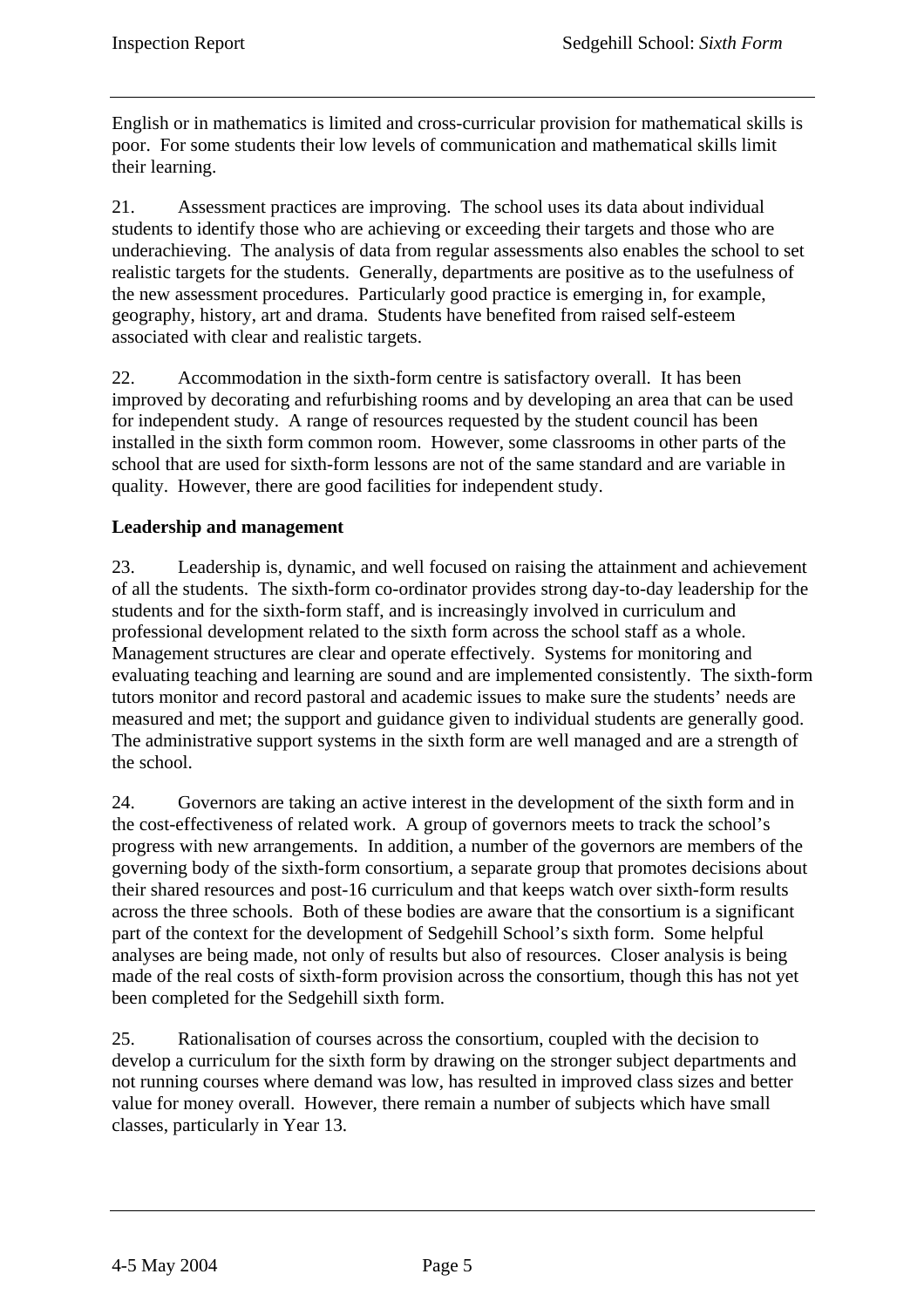English or in mathematics is limited and cross-curricular provision for mathematical skills is poor. For some students their low levels of communication and mathematical skills limit their learning.

21. Assessment practices are improving. The school uses its data about individual students to identify those who are achieving or exceeding their targets and those who are underachieving. The analysis of data from regular assessments also enables the school to set realistic targets for the students. Generally, departments are positive as to the usefulness of the new assessment procedures. Particularly good practice is emerging in, for example, geography, history, art and drama. Students have benefited from raised self-esteem associated with clear and realistic targets.

22. Accommodation in the sixth-form centre is satisfactory overall. It has been improved by decorating and refurbishing rooms and by developing an area that can be used for independent study. A range of resources requested by the student council has been installed in the sixth form common room. However, some classrooms in other parts of the school that are used for sixth-form lessons are not of the same standard and are variable in quality. However, there are good facilities for independent study.

**Leadership and management**

23. Leadership is, dynamic, and well focused on raising the attainment and achievement of all the students. The sixth-form co-ordinator provides strong day-to-day leadership for the students and for the sixth-form staff, and is increasingly involved in curriculum and professional development related to the sixth form across the school staff as a whole. Management structures are clear and operate effectively. Systems for monitoring and evaluating teaching and learning are sound and are implemented consistently. The sixth-form tutors monitor and record pastoral and academic issues to make sure the students' needs are measured and met; the support and guidance given to individual students are generally good. The administrative support systems in the sixth form are well managed and are a strength of the school.

24. Governors are taking an active interest in the development of the sixth form and in the cost-effectiveness of related work. A group of governors meets to track the school's progress with new arrangements. In addition, a number of the governors are members of the governing body of the sixth-form consortium, a separate group that promotes decisions about their shared resources and post-16 curriculum and that keeps watch over sixth-form results across the three schools. Both of these bodies are aware that the consortium is a significant part of the context for the development of Sedgehill School's sixth form. Some helpful analyses are being made, not only of results but also of resources. Closer analysis is being made of the real costs of sixth-form provision across the consortium, though this has not yet been completed for the Sedgehill sixth form.

25. Rationalisation of courses across the consortium, coupled with the decision to develop a curriculum for the sixth form by drawing on the stronger subject departments and not running courses where demand was low, has resulted in improved class sizes and better value for money overall. However, there remain a number of subjects which have small classes, particularly in Year 13.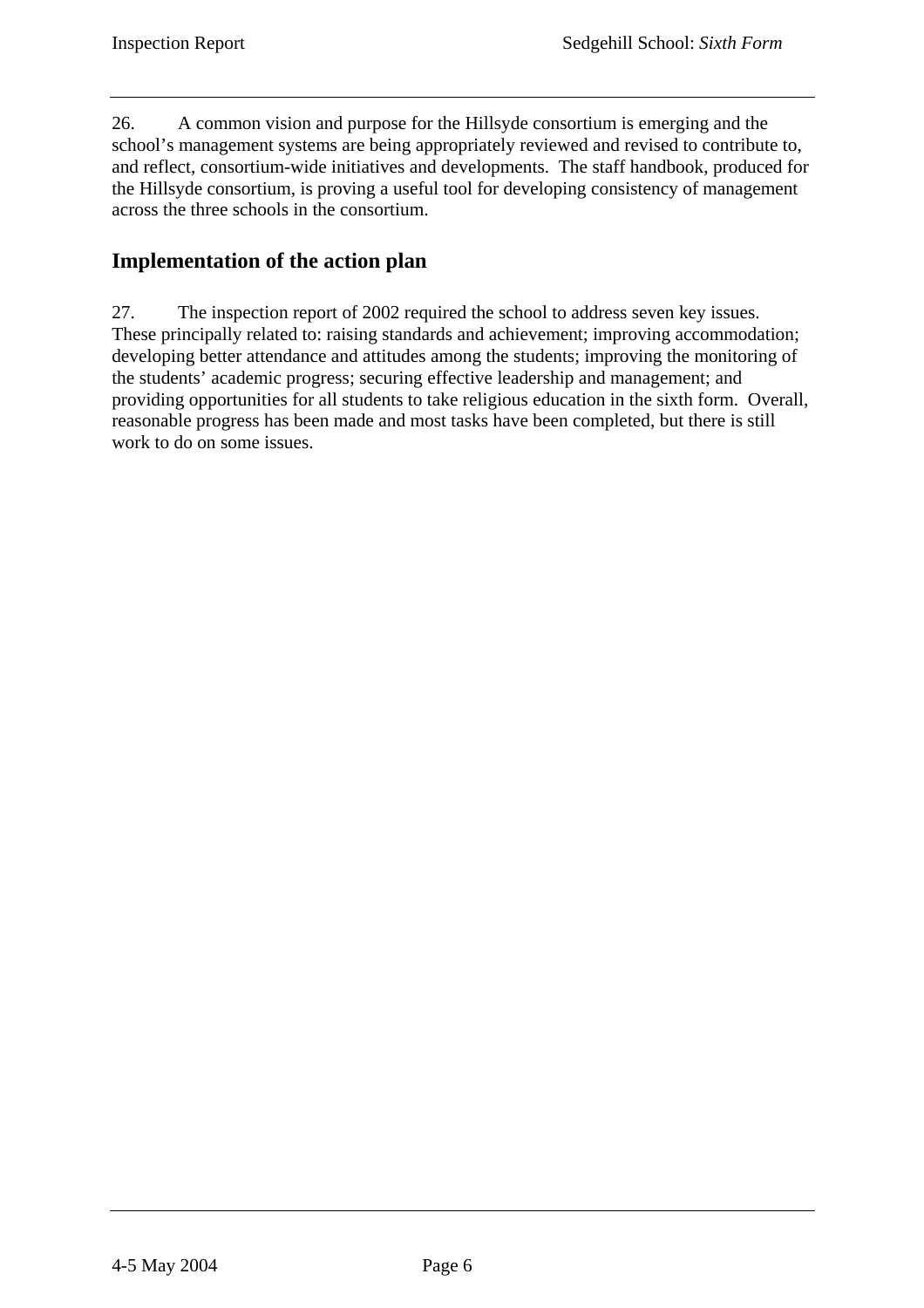26. A common vision and purpose for the Hillsyde consortium is emerging and the school's management systems are being appropriately reviewed and revised to contribute to, and reflect, consortium-wide initiatives and developments. The staff handbook, produced for the Hillsyde consortium, is proving a useful tool for developing consistency of management across the three schools in the consortium.

## Implementation of the action plan

27. The inspection report of 2002 required the school to address seven key issues. These principally related to: raising standards and achievement; improving accommodation; developing better attendance and attitudes among the students; improving the monitoring of the students' academic progress; securing effective leadership and management; and providing opportunities for all students to take religious education in the sixth form. Overall, reasonable progress has been made and most tasks have been completed, but there is still work to do on some issues.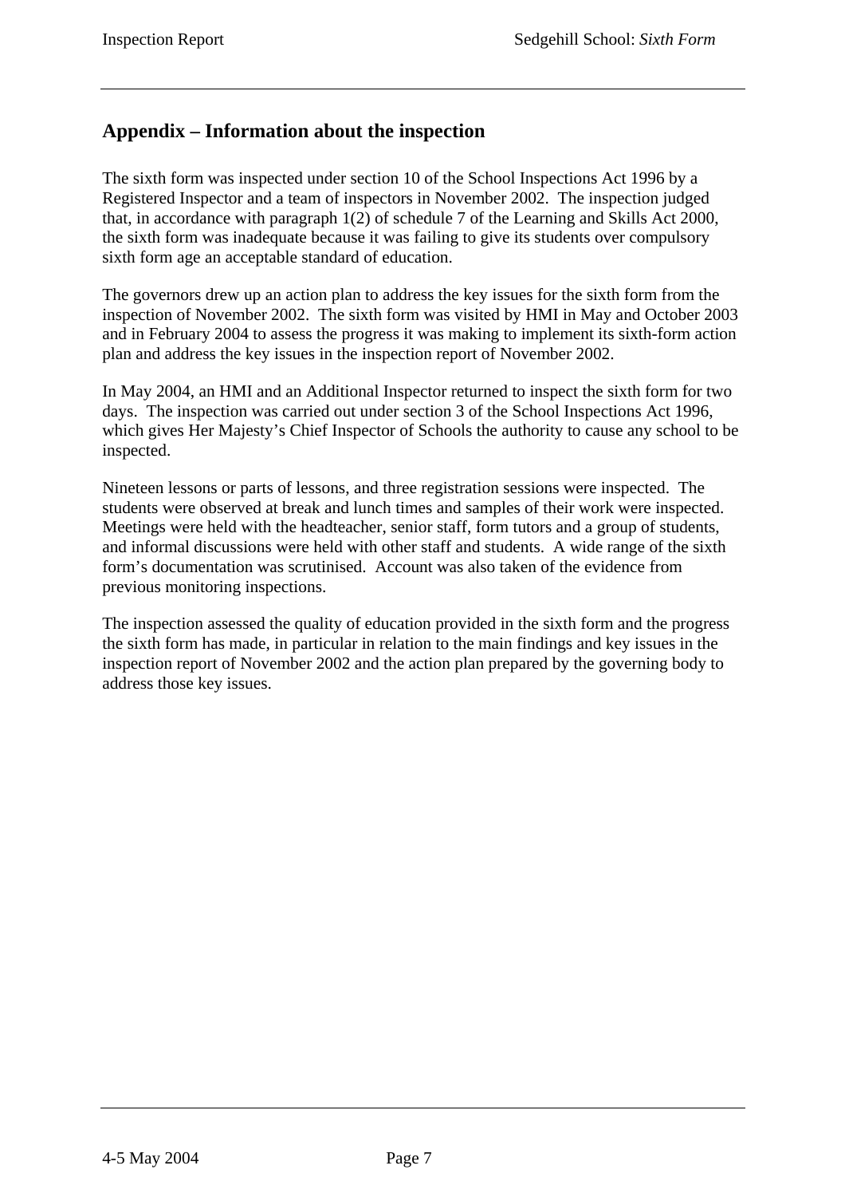## Appendix – Information about the inspection

The sixth form was inspected under section 10 of the School Inspections Act 1996 by a Registered Inspector and a team of inspectors in November 2002. The inspection judged that, in accordance with paragraph 1(2) of schedule 7 of the Learning and Skills Act 2000, the sixth form was inadequate because it was failing to give its students over compulsory sixth form age an acceptable standard of education.

The governors drew up an action plan to address the key issues for the sixth form from the inspection of November 2002. The sixth form was visited by HMI in May and October 2003 and in February 2004 to assess the progress it was making to implement its sixth-form action plan and address the key issues in the inspection report of November 2002.

In May 2004, an HMI and an Additional Inspector returned to inspect the sixth form for two days. The inspection was carried out under section 3 of the School Inspections Act 1996, which gives Her Majesty's Chief Inspector of Schools the authority to cause any school to be inspected.

Nineteen lessons or parts of lessons, and three registration sessions were inspected. The students were observed at break and lunch times and samples of their work were inspected. Meetings were held with the headteacher, senior staff, form tutors and a group of students, and informal discussions were held with other staff and students. A wide range of the sixth form's documentation was scrutinised. Account was also taken of the evidence from previous monitoring inspections.

The inspection assessed the quality of education provided in the sixth form and the progress the sixth form has made, in particular in relation to the main findings and key issues in the inspection report of November 2002 and the action plan prepared by the governing body to address those key issues.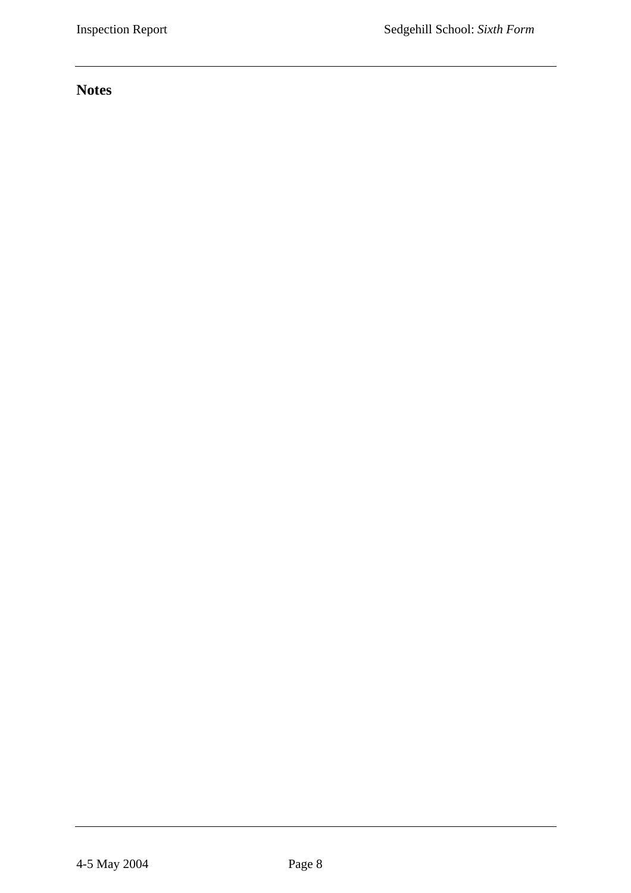## Notes